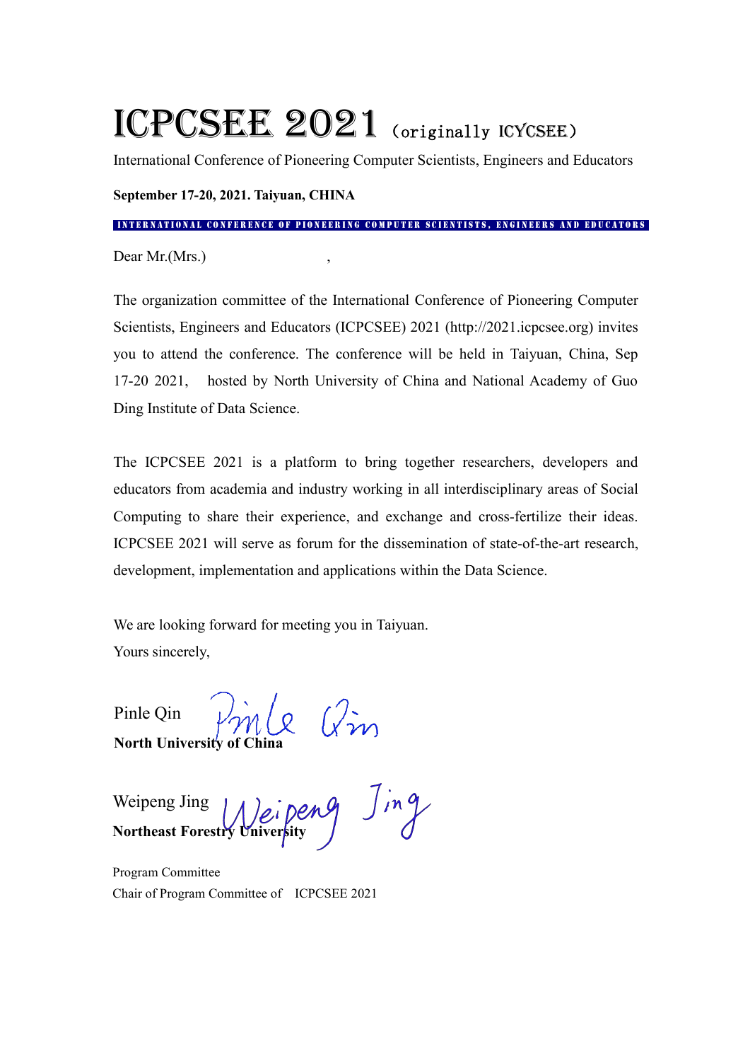# ICPCSEE 2021 (originally ICYCSEE)

International Conference of Pioneering Computer Scientists, Engineers and Educators

**September 17-20, 2021. Taiyuan, CHINA**

INTERNATIONAL CONFERENCE OF PIONEERING COMPUTER SCIENTISTS, ENGINEERS AND EDUCATORS

Dear Mr.(Mrs.) ,

The organization committee of the International Conference of Pioneering Computer Scientists, Engineers and Educators (ICPCSEE) 2021 (http://2021.icpcsee.org) invites you to attend the conference. The conference will be held in Taiyuan, China, Sep 17-20 2021, hosted by North University of China and National Academy of Guo Ding Institute of Data Science.

The ICPCSEE 2021 is a platform to bring together researchers, developers and educators from academia and industry working in all interdisciplinary areas of Social Computing to share their experience, and exchange and cross-fertilize their ideas. ICPCSEE 2021 will serve as forum for the dissemination of state-of-the-art research, development, implementation and applications within the Data Science.

We are looking forward for meeting you in Taiyuan.
Yours sincerely,

Pinle Qin Pinle Qin
**North University of China**

Weipeng Jing Weipeng Jing
**Northeast Forestry University**

Program Committee
Chair of Program Committee of ICPCSEE 2021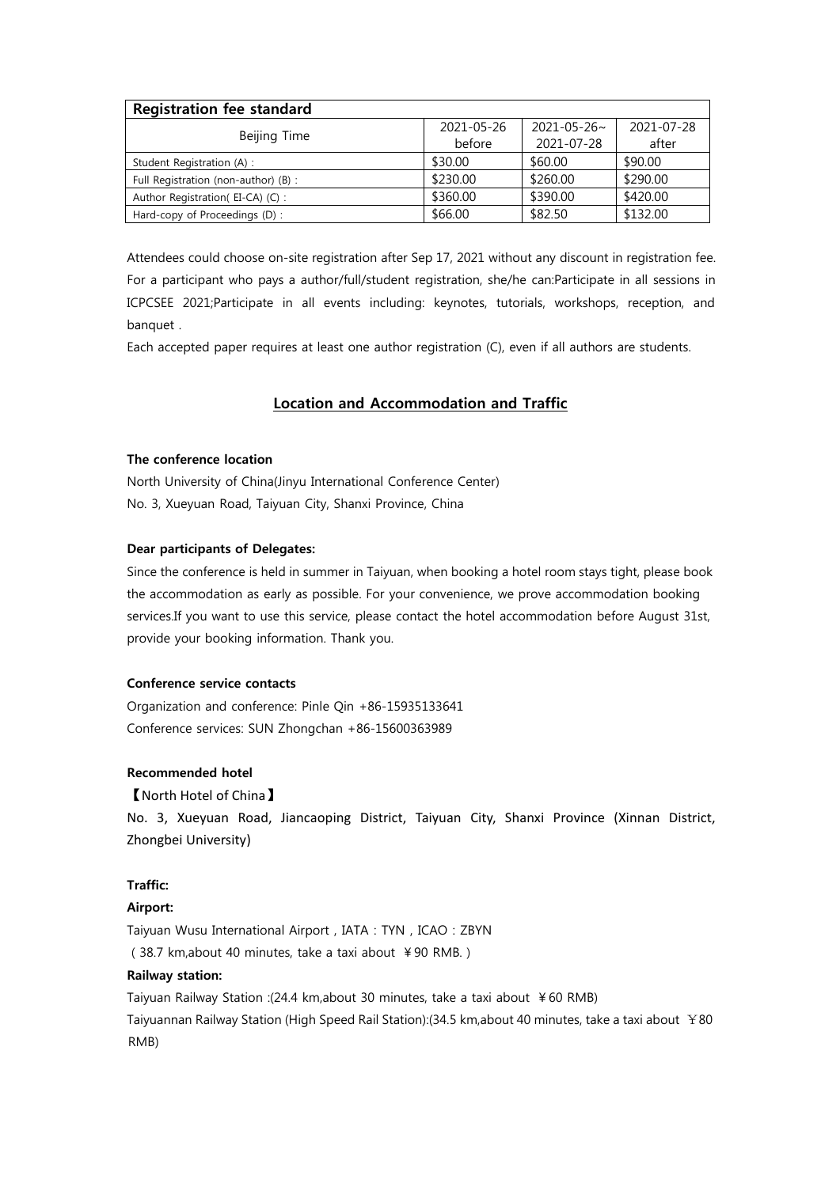| Registration fee standard | | | |
|---|---|---|---|
| Beijing Time | 2021-05-26 before | 2021-05-26~ 2021-07-28 | 2021-07-28 after |
| Student Registration (A) : | \$30.00 | \$60.00 | \$90.00 |
| Full Registration (non-author) (B) : | \$230.00 | \$260.00 | \$290.00 |
| Author Registration( EI-CA) (C) : | \$360.00 | \$390.00 | \$420.00 |
| Hard-copy of Proceedings (D) : | \$66.00 | \$82.50 | \$132.00 |

Attendees could choose on-site registration after Sep 17, 2021 without any discount in registration fee. For a participant who pays a author/full/student registration, she/he can:Participate in all sessions in ICPCSEE 2021;Participate in all events including: keynotes, tutorials, workshops, reception, and banquet .

Each accepted paper requires at least one author registration (C), even if all authors are students.

## Location and Accommodation and Traffic

**The conference location**

North University of China(Jinyu International Conference Center)
No. 3, Xueyuan Road, Taiyuan City, Shanxi Province, China

**Dear participants of Delegates:**

Since the conference is held in summer in Taiyuan, when booking a hotel room stays tight, please book the accommodation as early as possible. For your convenience, we prove accommodation booking services.If you want to use this service, please contact the hotel accommodation before August 31st, provide your booking information. Thank you.

**Conference service contacts**

Organization and conference: Pinle Qin +86-15935133641
Conference services: SUN Zhongchan +86-15600363989

**Recommended hotel**

【North Hotel of China】

No. 3, Xueyuan Road, Jiancaoping District, Taiyuan City, Shanxi Province (Xinnan District, Zhongbei University)

**Traffic:**

**Airport:**

Taiyuan Wusu International Airport , IATA : TYN , ICAO : ZBYN
( 38.7 km,about 40 minutes, take a taxi about ¥90 RMB. )

**Railway station:**

Taiyuan Railway Station :(24.4 km,about 30 minutes, take a taxi about ¥60 RMB)
Taiyuannan Railway Station (High Speed Rail Station):(34.5 km,about 40 minutes, take a taxi about ￥80 RMB)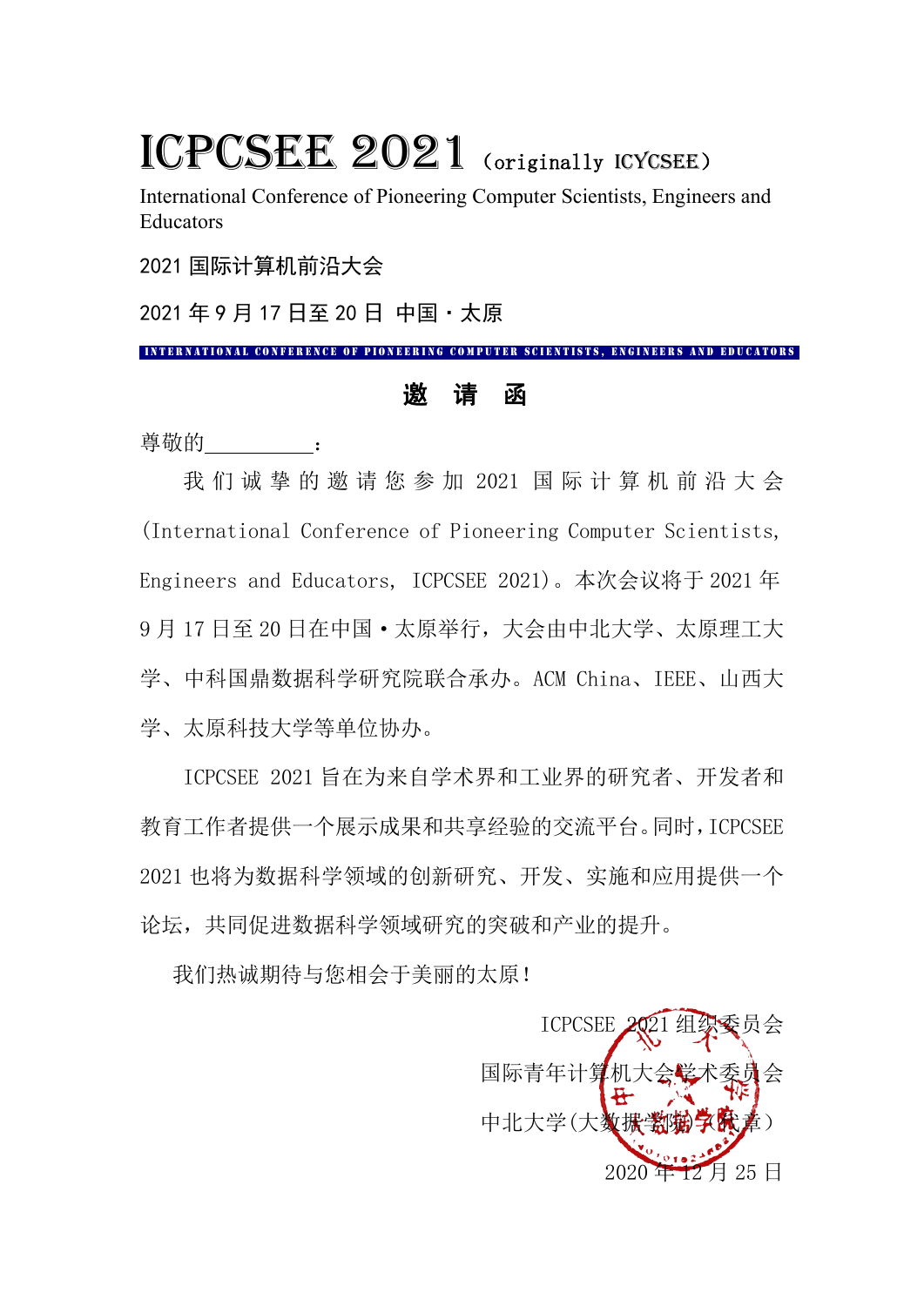# ICPCSEE 2021 (originally ICYCSEE)

International Conference of Pioneering Computer Scientists, Engineers and Educators

2021 国际计算机前沿大会

2021 年 9 月 17 日至 20 日 中国·太原

INTERNATIONAL CONFERENCE OF PIONEERING COMPUTER SCIENTISTS, ENGINEERS AND EDUCATORS

## 邀 请 函

尊敬的__________：

我们诚挚的邀请您参加 2021 国际计算机前沿大会(International Conference of Pioneering Computer Scientists, Engineers and Educators, ICPCSEE 2021)。本次会议将于 2021 年 9 月 17 日至 20 日在中国·太原举行，大会由中北大学、太原理工大学、中科国鼎数据科学研究院联合承办。ACM China、IEEE、山西大学、太原科技大学等单位协办。

ICPCSEE 2021 旨在为来自学术界和工业界的研究者、开发者和教育工作者提供一个展示成果和共享经验的交流平台。同时，ICPCSEE 2021 也将为数据科学领域的创新研究、开发、实施和应用提供一个论坛，共同促进数据科学领域研究的突破和产业的提升。

我们热诚期待与您相会于美丽的太原！

ICPCSEE 2021 组织委员会

国际青年计算机大会学术委员会

中北大学(大数据学院)(代章)

2020 年 12 月 25 日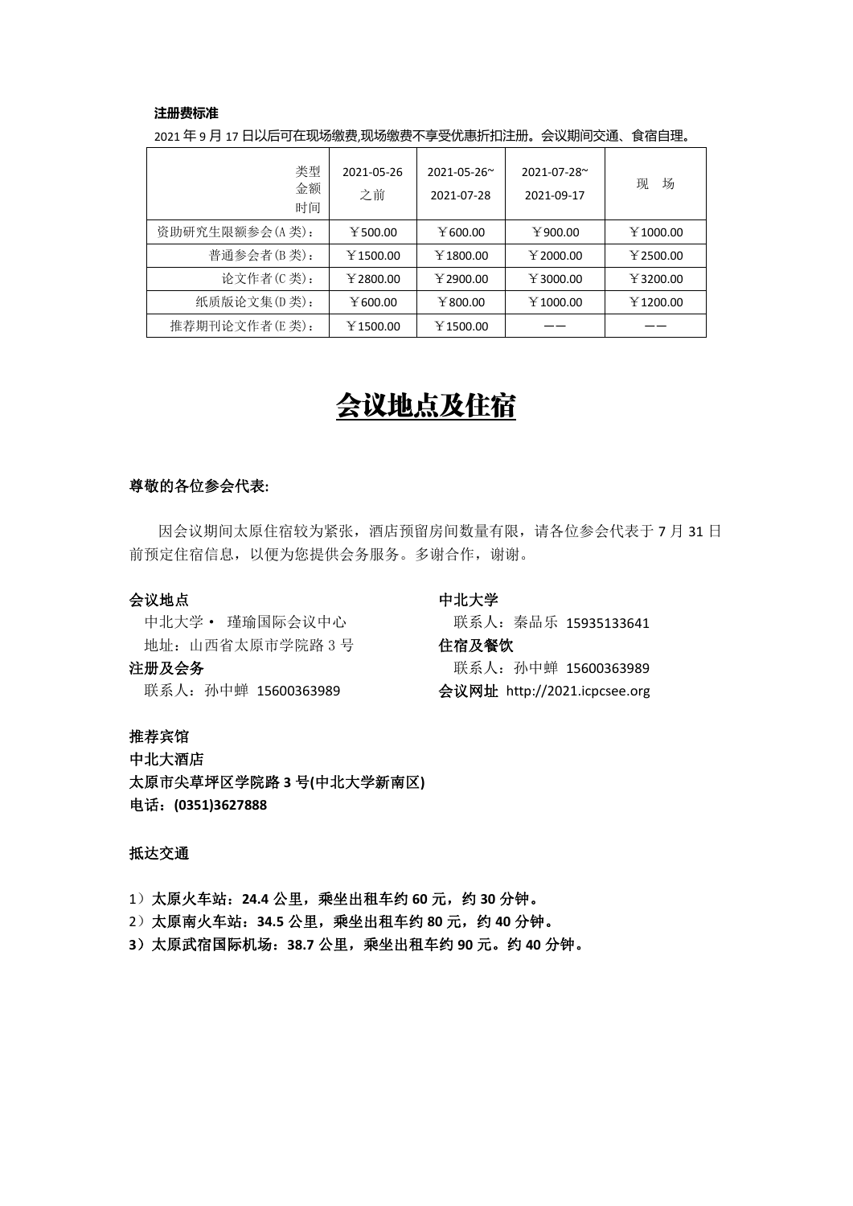**注册费标准**

2021 年 9 月 17 日以后可在现场缴费,现场缴费不享受优惠折扣注册。会议期间交通、食宿自理。

| 类型 金额 时间 | 2021-05-26 之前 | 2021-05-26~ 2021-07-28 | 2021-07-28~ 2021-09-17 | 现　场 |
|---|---|---|---|---|
| 资助研究生限额参会(A 类)： | ￥500.00 | ￥600.00 | ￥900.00 | ￥1000.00 |
| 普通参会者(B 类)： | ￥1500.00 | ￥1800.00 | ￥2000.00 | ￥2500.00 |
| 论文作者(C 类)： | ￥2800.00 | ￥2900.00 | ￥3000.00 | ￥3200.00 |
| 纸质版论文集(D 类)： | ￥600.00 | ￥800.00 | ￥1000.00 | ￥1200.00 |
| 推荐期刊论文作者(E 类)： | ￥1500.00 | ￥1500.00 | —— | —— |

# 会议地点及住宿

**尊敬的各位参会代表:**

因会议期间太原住宿较为紧张，酒店预留房间数量有限，请各位参会代表于 7 月 31 日前预定住宿信息，以便为您提供会务服务。多谢合作，谢谢。

**会议地点**
中北大学 • 瑾瑜国际会议中心
地址：山西省太原市学院路 3 号

**注册及会务**
联系人：孙中蝉 15600363989

**中北大学**
联系人：秦品乐 15935133641

**住宿及餐饮**
联系人：孙中蝉 15600363989

**会议网址** http://2021.icpcsee.org

**推荐宾馆**
**中北大酒店**
**太原市尖草坪区学院路 3 号(中北大学新南区)**
**电话：(0351)3627888**

**抵达交通**

1）**太原火车站：24.4 公里，乘坐出租车约 60 元，约 30 分钟。**
2）**太原南火车站：34.5 公里，乘坐出租车约 80 元，约 40 分钟。**
**3）太原武宿国际机场：38.7 公里，乘坐出租车约 90 元。约 40 分钟。**